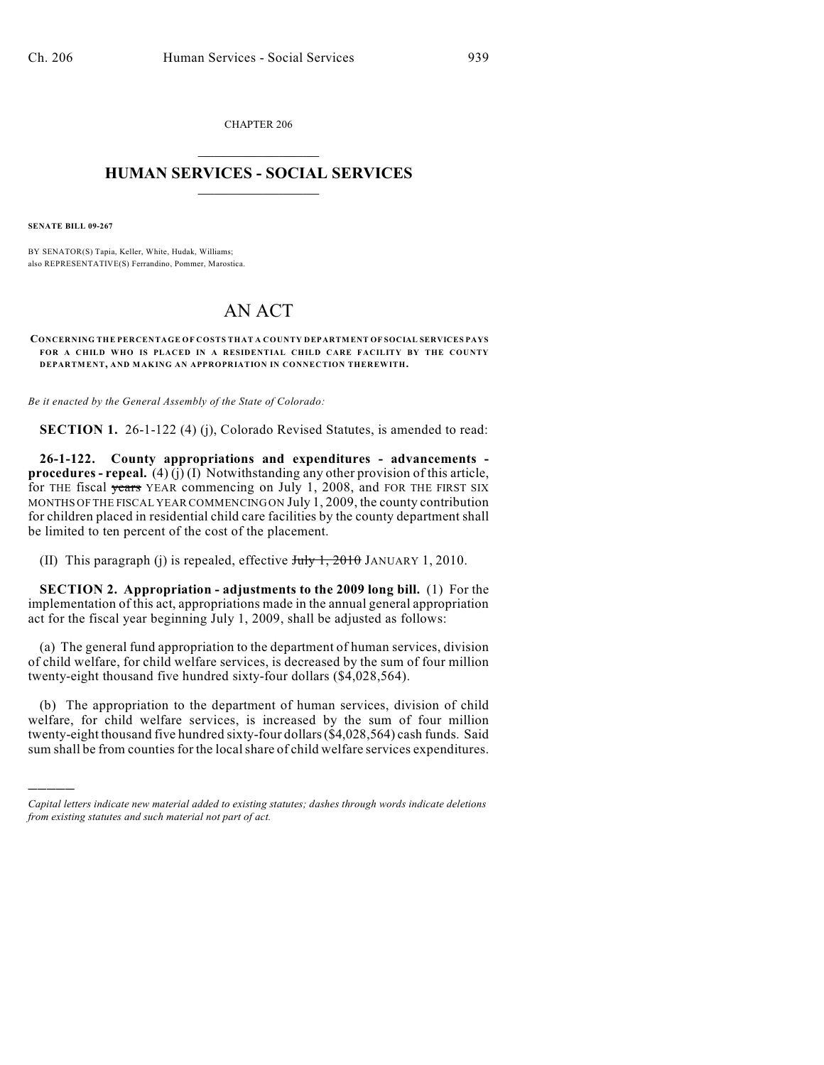CHAPTER 206

# HUMAN SERVICES - SOCIAL SERVICES

**SENATE BILL 09-267**

BY SENATOR(S) Tapia, Keller, White, Hudak, Williams;
also REPRESENTATIVE(S) Ferrandino, Pommer, Marostica.

# AN ACT

**CONCERNING THE PERCENTAGE OF COSTS THAT A COUNTY DEPARTMENT OF SOCIAL SERVICES PAYS FOR A CHILD WHO IS PLACED IN A RESIDENTIAL CHILD CARE FACILITY BY THE COUNTY DEPARTMENT, AND MAKING AN APPROPRIATION IN CONNECTION THEREWITH.**

*Be it enacted by the General Assembly of the State of Colorado:*

**SECTION 1.** 26-1-122 (4) (j), Colorado Revised Statutes, is amended to read:

**26-1-122. County appropriations and expenditures - advancements - procedures - repeal.** (4) (j) (I) Notwithstanding any other provision of this article, for THE fiscal ~~years~~ YEAR commencing on July 1, 2008, and FOR THE FIRST SIX MONTHS OF THE FISCAL YEAR COMMENCING ON July 1, 2009, the county contribution for children placed in residential child care facilities by the county department shall be limited to ten percent of the cost of the placement.

(II) This paragraph (j) is repealed, effective ~~July 1, 2010~~ JANUARY 1, 2010.

**SECTION 2. Appropriation - adjustments to the 2009 long bill.** (1) For the implementation of this act, appropriations made in the annual general appropriation act for the fiscal year beginning July 1, 2009, shall be adjusted as follows:

(a) The general fund appropriation to the department of human services, division of child welfare, for child welfare services, is decreased by the sum of four million twenty-eight thousand five hundred sixty-four dollars ($4,028,564).

(b) The appropriation to the department of human services, division of child welfare, for child welfare services, is increased by the sum of four million twenty-eight thousand five hundred sixty-four dollars ($4,028,564) cash funds. Said sum shall be from counties for the local share of child welfare services expenditures.

---

*Capital letters indicate new material added to existing statutes; dashes through words indicate deletions from existing statutes and such material not part of act.*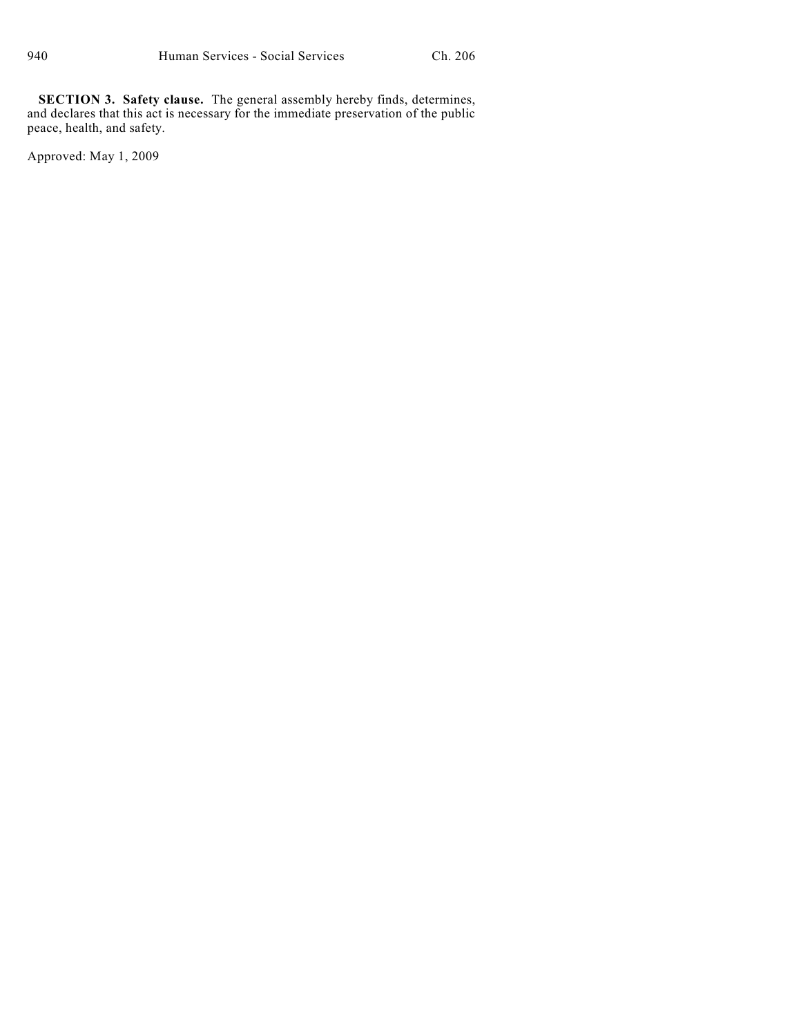**SECTION 3. Safety clause.** The general assembly hereby finds, determines, and declares that this act is necessary for the immediate preservation of the public peace, health, and safety.

Approved: May 1, 2009